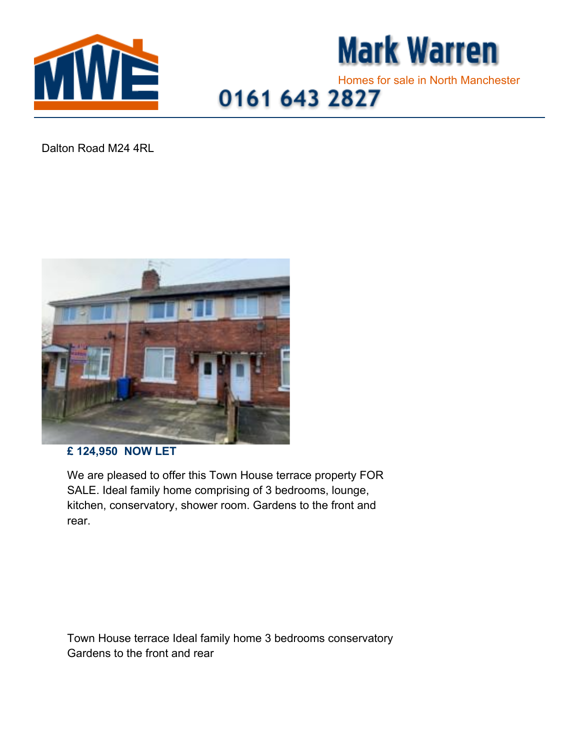# Mark Warren

Homes for sale in North Manchester

0161 643 2827

Dalton Road M24 4RL

**£ 124,950 NOW LET**

We are pleased to offer this Town House terrace property FOR SALE. Ideal family home comprising of 3 bedrooms, lounge, kitchen, conservatory, shower room. Gardens to the front and rear.

Town House terrace Ideal family home 3 bedrooms conservatory Gardens to the front and rear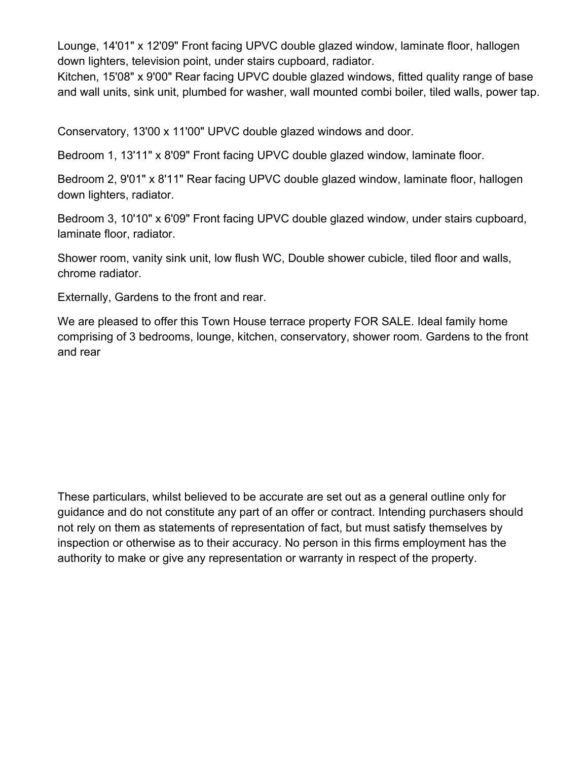Lounge, 14'01" x 12'09" Front facing UPVC double glazed window, laminate floor, hallogen down lighters, television point, under stairs cupboard, radiator.
Kitchen, 15'08" x 9'00" Rear facing UPVC double glazed windows, fitted quality range of base and wall units, sink unit, plumbed for washer, wall mounted combi boiler, tiled walls, power tap.

Conservatory, 13'00 x 11'00" UPVC double glazed windows and door.

Bedroom 1, 13'11" x 8'09" Front facing UPVC double glazed window, laminate floor.

Bedroom 2, 9'01" x 8'11" Rear facing UPVC double glazed window, laminate floor, hallogen down lighters, radiator.

Bedroom 3, 10'10" x 6'09" Front facing UPVC double glazed window, under stairs cupboard, laminate floor, radiator.

Shower room, vanity sink unit, low flush WC, Double shower cubicle, tiled floor and walls, chrome radiator.

Externally, Gardens to the front and rear.

We are pleased to offer this Town House terrace property FOR SALE. Ideal family home comprising of 3 bedrooms, lounge, kitchen, conservatory, shower room. Gardens to the front and rear

These particulars, whilst believed to be accurate are set out as a general outline only for guidance and do not constitute any part of an offer or contract. Intending purchasers should not rely on them as statements of representation of fact, but must satisfy themselves by inspection or otherwise as to their accuracy. No person in this firms employment has the authority to make or give any representation or warranty in respect of the property.